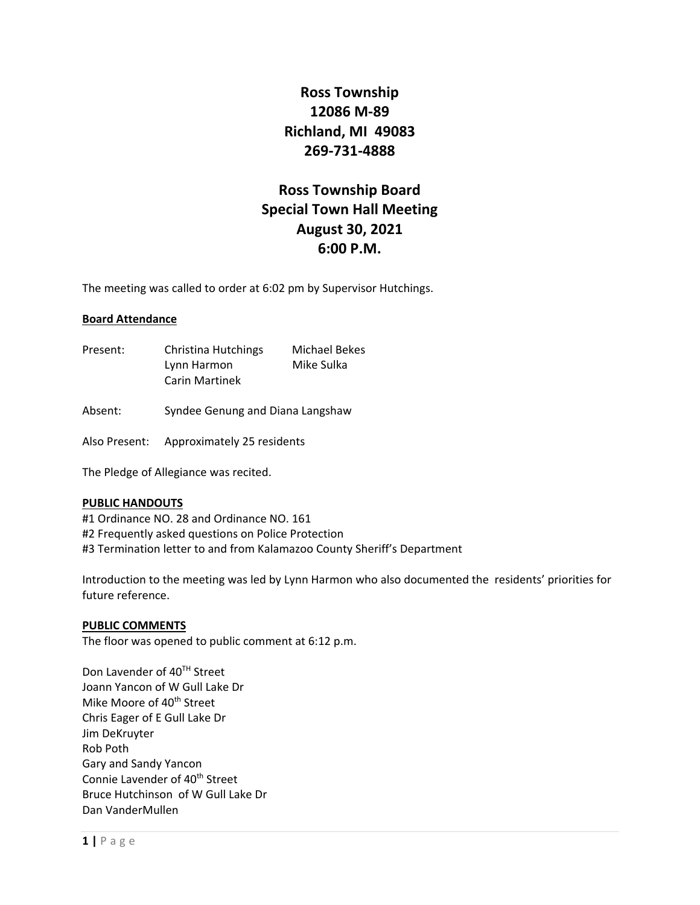# Ross Township
# 12086 M-89
# Richland, MI 49083
# 269-731-4888

# Ross Township Board
# Special Town Hall Meeting
# August 30, 2021
# 6:00 P.M.

The meeting was called to order at 6:02 pm by Supervisor Hutchings.

**Board Attendance**

| | | |
|---|---|---|
| Present: | Christina Hutchings | Michael Bekes |
| | Lynn Harmon | Mike Sulka |
| | Carin Martinek | |

Absent: Syndee Genung and Diana Langshaw

Also Present: Approximately 25 residents

The Pledge of Allegiance was recited.

**PUBLIC HANDOUTS**

#1 Ordinance NO. 28 and Ordinance NO. 161
#2 Frequently asked questions on Police Protection
#3 Termination letter to and from Kalamazoo County Sheriff's Department

Introduction to the meeting was led by Lynn Harmon who also documented the residents' priorities for future reference.

**PUBLIC COMMENTS**

The floor was opened to public comment at 6:12 p.m.

Don Lavender of 40TH Street
Joann Yancon of W Gull Lake Dr
Mike Moore of 40th Street
Chris Eager of E Gull Lake Dr
Jim DeKruyter
Rob Poth
Gary and Sandy Yancon
Connie Lavender of 40th Street
Bruce Hutchinson of W Gull Lake Dr
Dan VanderMullen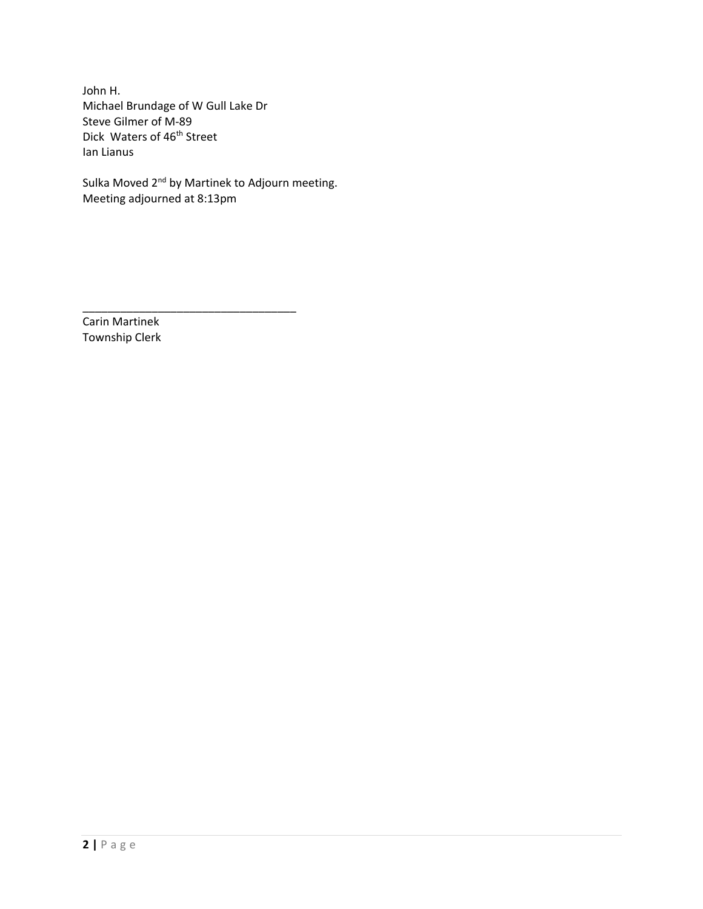John H.
Michael Brundage of W Gull Lake Dr
Steve Gilmer of M-89
Dick Waters of 46th Street
Ian Lianus

Sulka Moved 2nd by Martinek to Adjourn meeting.
Meeting adjourned at 8:13pm

___________________________________
Carin Martinek
Township Clerk